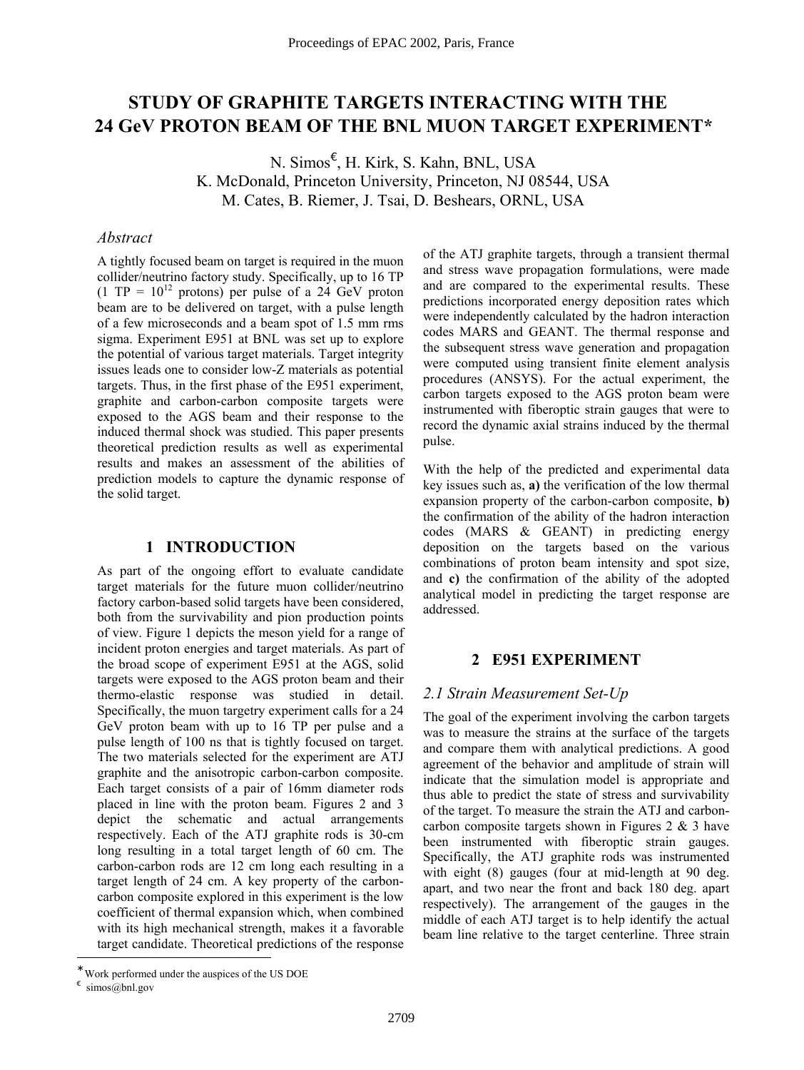# STUDY OF GRAPHITE TARGETS INTERACTING WITH THE 24 GeV PROTON BEAM OF THE BNL MUON TARGET EXPERIMENT*

N. Simos[€], H. Kirk, S. Kahn, BNL, USA
K. McDonald, Princeton University, Princeton, NJ 08544, USA
M. Cates, B. Riemer, J. Tsai, D. Beshears, ORNL, USA

## *Abstract*

A tightly focused beam on target is required in the muon collider/neutrino factory study. Specifically, up to 16 TP (1 TP = $10^{12}$ protons) per pulse of a 24 GeV proton beam are to be delivered on target, with a pulse length of a few microseconds and a beam spot of 1.5 mm rms sigma. Experiment E951 at BNL was set up to explore the potential of various target materials. Target integrity issues leads one to consider low-Z materials as potential targets. Thus, in the first phase of the E951 experiment, graphite and carbon-carbon composite targets were exposed to the AGS beam and their response to the induced thermal shock was studied. This paper presents theoretical prediction results as well as experimental results and makes an assessment of the abilities of prediction models to capture the dynamic response of the solid target.

## 1 INTRODUCTION

As part of the ongoing effort to evaluate candidate target materials for the future muon collider/neutrino factory carbon-based solid targets have been considered, both from the survivability and pion production points of view. Figure 1 depicts the meson yield for a range of incident proton energies and target materials. As part of the broad scope of experiment E951 at the AGS, solid targets were exposed to the AGS proton beam and their thermo-elastic response was studied in detail. Specifically, the muon targetry experiment calls for a 24 GeV proton beam with up to 16 TP per pulse and a pulse length of 100 ns that is tightly focused on target. The two materials selected for the experiment are ATJ graphite and the anisotropic carbon-carbon composite. Each target consists of a pair of 16mm diameter rods placed in line with the proton beam. Figures 2 and 3 depict the schematic and actual arrangements respectively. Each of the ATJ graphite rods is 30-cm long resulting in a total target length of 60 cm. The carbon-carbon rods are 12 cm long each resulting in a target length of 24 cm. A key property of the carbon-carbon composite explored in this experiment is the low coefficient of thermal expansion which, when combined with its high mechanical strength, makes it a favorable target candidate. Theoretical predictions of the response of the ATJ graphite targets, through a transient thermal and stress wave propagation formulations, were made and are compared to the experimental results. These predictions incorporated energy deposition rates which were independently calculated by the hadron interaction codes MARS and GEANT. The thermal response and the subsequent stress wave generation and propagation were computed using transient finite element analysis procedures (ANSYS). For the actual experiment, the carbon targets exposed to the AGS proton beam were instrumented with fiberoptic strain gauges that were to record the dynamic axial strains induced by the thermal pulse.

With the help of the predicted and experimental data key issues such as, **a)** the verification of the low thermal expansion property of the carbon-carbon composite, **b)** the confirmation of the ability of the hadron interaction codes (MARS & GEANT) in predicting energy deposition on the targets based on the various combinations of proton beam intensity and spot size, and **c)** the confirmation of the ability of the adopted analytical model in predicting the target response are addressed.

## 2 E951 EXPERIMENT

### *2.1 Strain Measurement Set-Up*

The goal of the experiment involving the carbon targets was to measure the strains at the surface of the targets and compare them with analytical predictions. A good agreement of the behavior and amplitude of strain will indicate that the simulation model is appropriate and thus able to predict the state of stress and survivability of the target. To measure the strain the ATJ and carbon-carbon composite targets shown in Figures 2 & 3 have been instrumented with fiberoptic strain gauges. Specifically, the ATJ graphite rods was instrumented with eight (8) gauges (four at mid-length at 90 deg. apart, and two near the front and back 180 deg. apart respectively). The arrangement of the gauges in the middle of each ATJ target is to help identify the actual beam line relative to the target centerline. Three strain

---

* Work performed under the auspices of the US DOE

€ simos@bnl.gov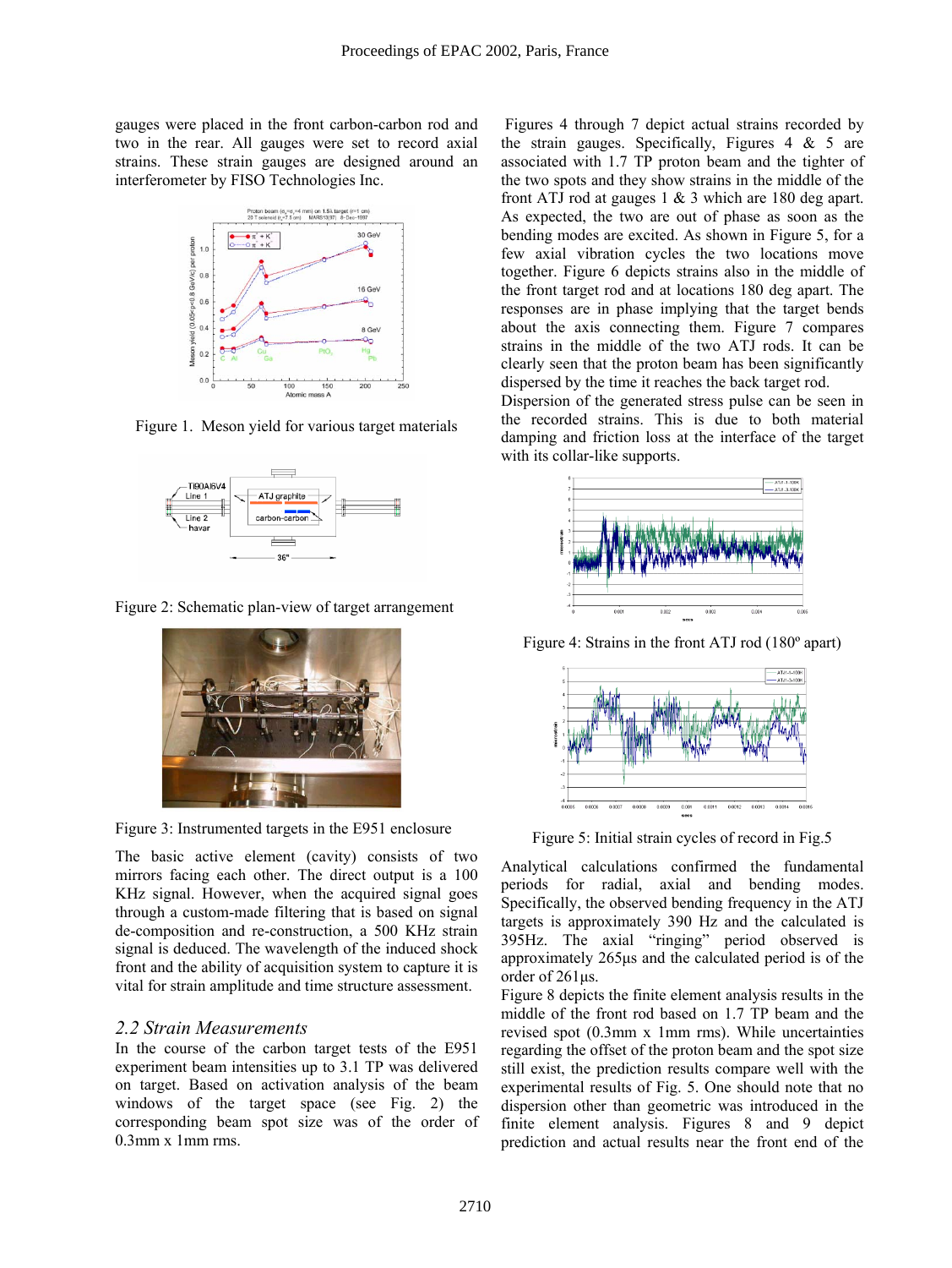gauges were placed in the front carbon-carbon rod and two in the rear. All gauges were set to record axial strains. These strain gauges are designed around an interferometer by FISO Technologies Inc.

Figure 1. Meson yield for various target materials

Figure 2: Schematic plan-view of target arrangement

Figure 3: Instrumented targets in the E951 enclosure

The basic active element (cavity) consists of two mirrors facing each other. The direct output is a 100 KHz signal. However, when the acquired signal goes through a custom-made filtering that is based on signal de-composition and re-construction, a 500 KHz strain signal is deduced. The wavelength of the induced shock front and the ability of acquisition system to capture it is vital for strain amplitude and time structure assessment.

### *2.2 Strain Measurements*

In the course of the carbon target tests of the E951 experiment beam intensities up to 3.1 TP was delivered on target. Based on activation analysis of the beam windows of the target space (see Fig. 2) the corresponding beam spot size was of the order of 0.3mm x 1mm rms.

Figures 4 through 7 depict actual strains recorded by the strain gauges. Specifically, Figures 4 & 5 are associated with 1.7 TP proton beam and the tighter of the two spots and they show strains in the middle of the front ATJ rod at gauges 1 & 3 which are 180 deg apart. As expected, the two are out of phase as soon as the bending modes are excited. As shown in Figure 5, for a few axial vibration cycles the two locations move together. Figure 6 depicts strains also in the middle of the front target rod and at locations 180 deg apart. The responses are in phase implying that the target bends about the axis connecting them. Figure 7 compares strains in the middle of the two ATJ rods. It can be clearly seen that the proton beam has been significantly dispersed by the time it reaches the back target rod.

Dispersion of the generated stress pulse can be seen in the recorded strains. This is due to both material damping and friction loss at the interface of the target with its collar-like supports.

Figure 4: Strains in the front ATJ rod (180º apart)

Figure 5: Initial strain cycles of record in Fig.5

Analytical calculations confirmed the fundamental periods for radial, axial and bending modes. Specifically, the observed bending frequency in the ATJ targets is approximately 390 Hz and the calculated is 395Hz. The axial "ringing" period observed is approximately 265μs and the calculated period is of the order of 261μs.

Figure 8 depicts the finite element analysis results in the middle of the front rod based on 1.7 TP beam and the revised spot (0.3mm x 1mm rms). While uncertainties regarding the offset of the proton beam and the spot size still exist, the prediction results compare well with the experimental results of Fig. 5. One should note that no dispersion other than geometric was introduced in the finite element analysis. Figures 8 and 9 depict prediction and actual results near the front end of the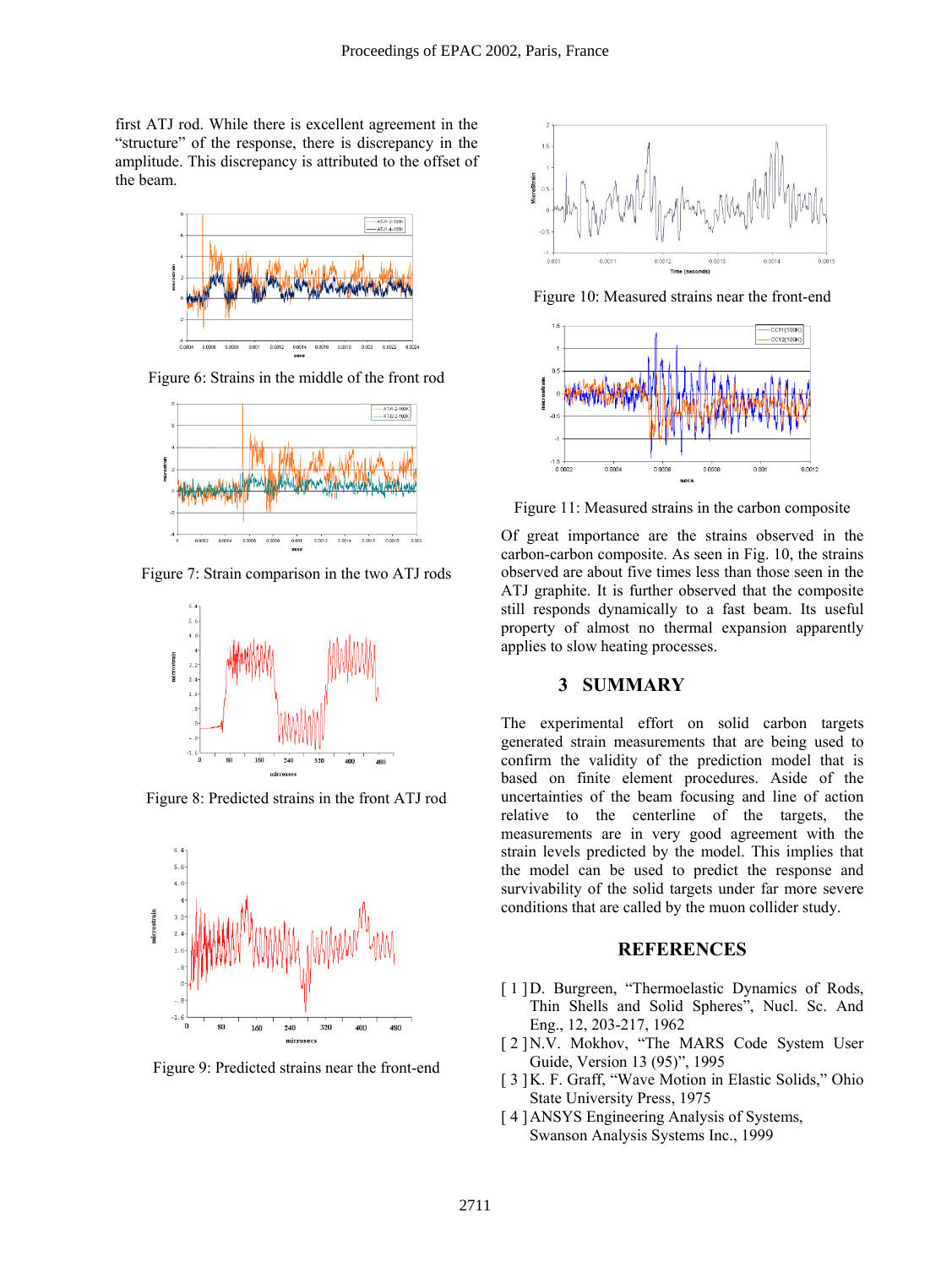first ATJ rod. While there is excellent agreement in the "structure" of the response, there is discrepancy in the amplitude. This discrepancy is attributed to the offset of the beam.

Figure 6: Strains in the middle of the front rod

Figure 7: Strain comparison in the two ATJ rods

Figure 8: Predicted strains in the front ATJ rod

Figure 9: Predicted strains near the front-end

Figure 10: Measured strains near the front-end

Figure 11: Measured strains in the carbon composite

Of great importance are the strains observed in the carbon-carbon composite. As seen in Fig. 10, the strains observed are about five times less than those seen in the ATJ graphite. It is further observed that the composite still responds dynamically to a fast beam. Its useful property of almost no thermal expansion apparently applies to slow heating processes.

## 3 SUMMARY

The experimental effort on solid carbon targets generated strain measurements that are being used to confirm the validity of the prediction model that is based on finite element procedures. Aside of the uncertainties of the beam focusing and line of action relative to the centerline of the targets, the measurements are in very good agreement with the strain levels predicted by the model. This implies that the model can be used to predict the response and survivability of the solid targets under far more severe conditions that are called by the muon collider study.

## REFERENCES

[ 1 ] D. Burgreen, "Thermoelastic Dynamics of Rods, Thin Shells and Solid Spheres", Nucl. Sc. And Eng., 12, 203-217, 1962

[ 2 ] N.V. Mokhov, "The MARS Code System User Guide, Version 13 (95)", 1995

[ 3 ] K. F. Graff, "Wave Motion in Elastic Solids," Ohio State University Press, 1975

[ 4 ] ANSYS Engineering Analysis of Systems, Swanson Analysis Systems Inc., 1999